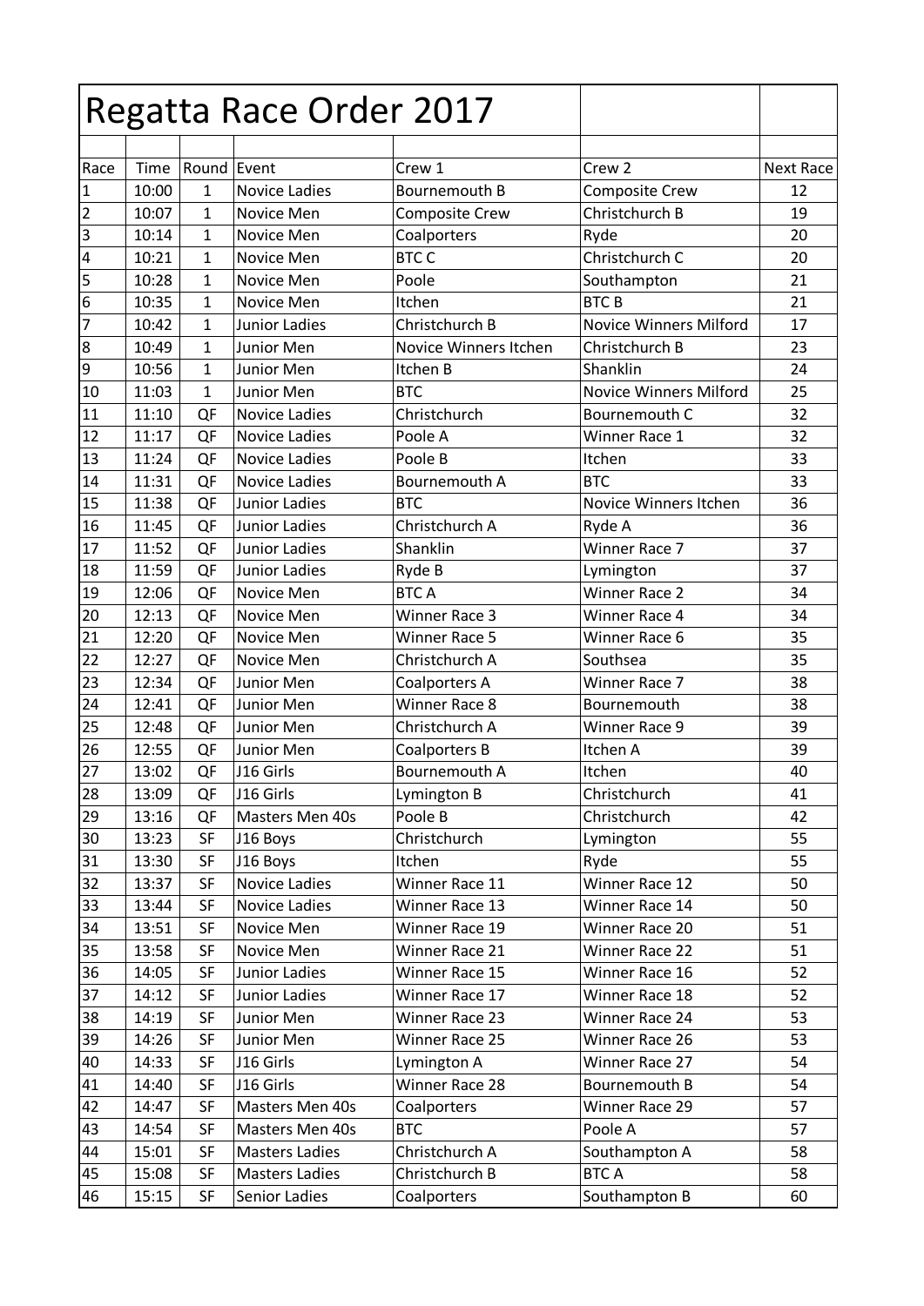# Regatta Race Order 2017

| Race | Time | Round | Event | Crew 1 | Crew 2 | Next Race |
|---|---|---|---|---|---|---|
| 1 | 10:00 | 1 | Novice Ladies | Bournemouth B | Composite Crew | 12 |
| 2 | 10:07 | 1 | Novice Men | Composite Crew | Christchurch B | 19 |
| 3 | 10:14 | 1 | Novice Men | Coalporters | Ryde | 20 |
| 4 | 10:21 | 1 | Novice Men | BTC C | Christchurch C | 20 |
| 5 | 10:28 | 1 | Novice Men | Poole | Southampton | 21 |
| 6 | 10:35 | 1 | Novice Men | Itchen | BTC B | 21 |
| 7 | 10:42 | 1 | Junior Ladies | Christchurch B | Novice Winners Milford | 17 |
| 8 | 10:49 | 1 | Junior Men | Novice Winners Itchen | Christchurch B | 23 |
| 9 | 10:56 | 1 | Junior Men | Itchen B | Shanklin | 24 |
| 10 | 11:03 | 1 | Junior Men | BTC | Novice Winners Milford | 25 |
| 11 | 11:10 | QF | Novice Ladies | Christchurch | Bournemouth C | 32 |
| 12 | 11:17 | QF | Novice Ladies | Poole A | Winner Race 1 | 32 |
| 13 | 11:24 | QF | Novice Ladies | Poole B | Itchen | 33 |
| 14 | 11:31 | QF | Novice Ladies | Bournemouth A | BTC | 33 |
| 15 | 11:38 | QF | Junior Ladies | BTC | Novice Winners Itchen | 36 |
| 16 | 11:45 | QF | Junior Ladies | Christchurch A | Ryde A | 36 |
| 17 | 11:52 | QF | Junior Ladies | Shanklin | Winner Race 7 | 37 |
| 18 | 11:59 | QF | Junior Ladies | Ryde B | Lymington | 37 |
| 19 | 12:06 | QF | Novice Men | BTC A | Winner Race 2 | 34 |
| 20 | 12:13 | QF | Novice Men | Winner Race 3 | Winner Race 4 | 34 |
| 21 | 12:20 | QF | Novice Men | Winner Race 5 | Winner Race 6 | 35 |
| 22 | 12:27 | QF | Novice Men | Christchurch A | Southsea | 35 |
| 23 | 12:34 | QF | Junior Men | Coalporters A | Winner Race 7 | 38 |
| 24 | 12:41 | QF | Junior Men | Winner Race 8 | Bournemouth | 38 |
| 25 | 12:48 | QF | Junior Men | Christchurch A | Winner Race 9 | 39 |
| 26 | 12:55 | QF | Junior Men | Coalporters B | Itchen A | 39 |
| 27 | 13:02 | QF | J16 Girls | Bournemouth A | Itchen | 40 |
| 28 | 13:09 | QF | J16 Girls | Lymington B | Christchurch | 41 |
| 29 | 13:16 | QF | Masters Men 40s | Poole B | Christchurch | 42 |
| 30 | 13:23 | SF | J16 Boys | Christchurch | Lymington | 55 |
| 31 | 13:30 | SF | J16 Boys | Itchen | Ryde | 55 |
| 32 | 13:37 | SF | Novice Ladies | Winner Race 11 | Winner Race 12 | 50 |
| 33 | 13:44 | SF | Novice Ladies | Winner Race 13 | Winner Race 14 | 50 |
| 34 | 13:51 | SF | Novice Men | Winner Race 19 | Winner Race 20 | 51 |
| 35 | 13:58 | SF | Novice Men | Winner Race 21 | Winner Race 22 | 51 |
| 36 | 14:05 | SF | Junior Ladies | Winner Race 15 | Winner Race 16 | 52 |
| 37 | 14:12 | SF | Junior Ladies | Winner Race 17 | Winner Race 18 | 52 |
| 38 | 14:19 | SF | Junior Men | Winner Race 23 | Winner Race 24 | 53 |
| 39 | 14:26 | SF | Junior Men | Winner Race 25 | Winner Race 26 | 53 |
| 40 | 14:33 | SF | J16 Girls | Lymington A | Winner Race 27 | 54 |
| 41 | 14:40 | SF | J16 Girls | Winner Race 28 | Bournemouth B | 54 |
| 42 | 14:47 | SF | Masters Men 40s | Coalporters | Winner Race 29 | 57 |
| 43 | 14:54 | SF | Masters Men 40s | BTC | Poole A | 57 |
| 44 | 15:01 | SF | Masters Ladies | Christchurch A | Southampton A | 58 |
| 45 | 15:08 | SF | Masters Ladies | Christchurch B | BTC A | 58 |
| 46 | 15:15 | SF | Senior Ladies | Coalporters | Southampton B | 60 |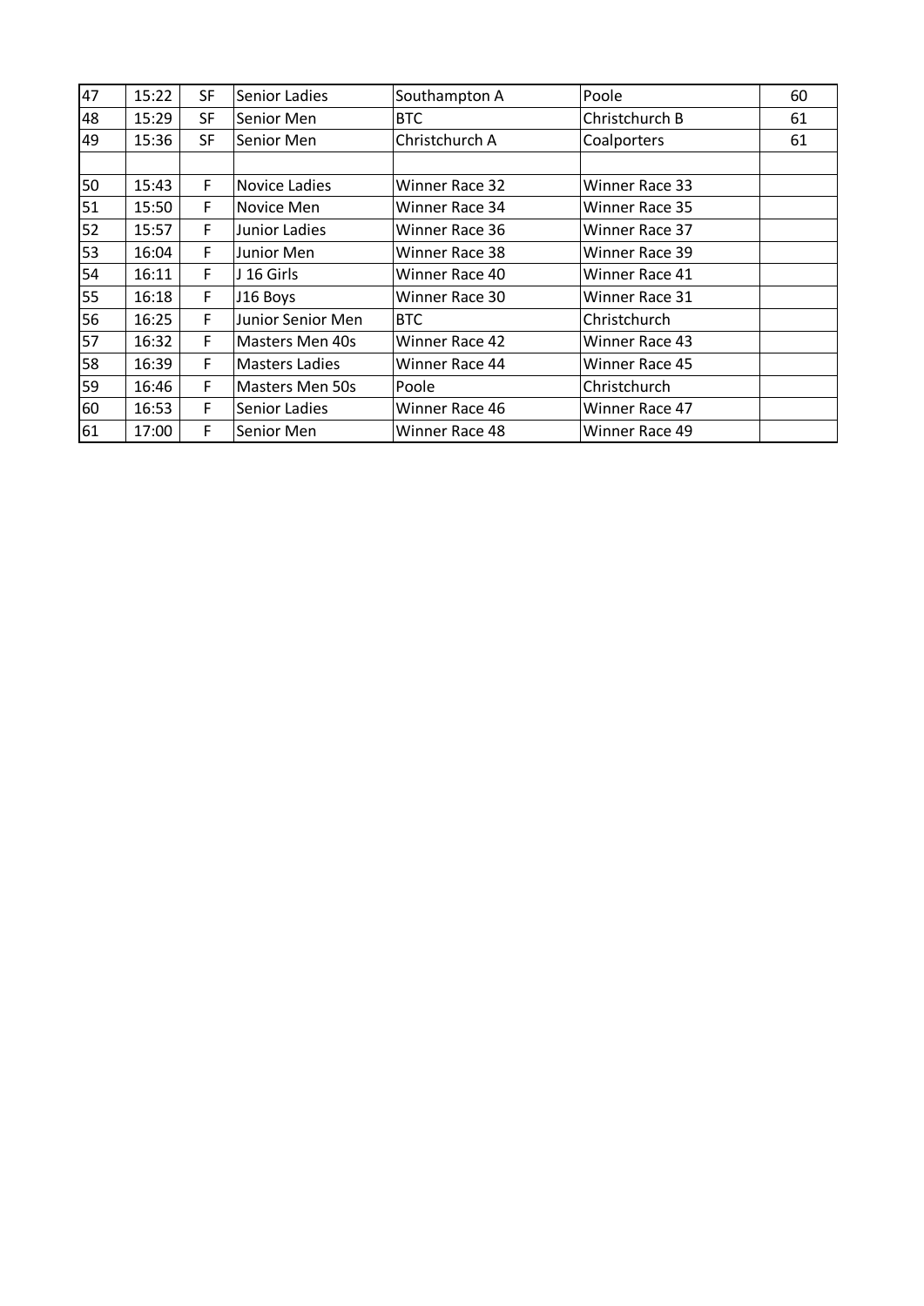| | | | | | | |
|---|---|---|---|---|---|---|
| 47 | 15:22 | SF | Senior Ladies | Southampton A | Poole | 60 |
| 48 | 15:29 | SF | Senior Men | BTC | Christchurch B | 61 |
| 49 | 15:36 | SF | Senior Men | Christchurch A | Coalporters | 61 |
| | | | | | | |
| 50 | 15:43 | F | Novice Ladies | Winner Race 32 | Winner Race 33 | |
| 51 | 15:50 | F | Novice Men | Winner Race 34 | Winner Race 35 | |
| 52 | 15:57 | F | Junior Ladies | Winner Race 36 | Winner Race 37 | |
| 53 | 16:04 | F | Junior Men | Winner Race 38 | Winner Race 39 | |
| 54 | 16:11 | F | J 16 Girls | Winner Race 40 | Winner Race 41 | |
| 55 | 16:18 | F | J16 Boys | Winner Race 30 | Winner Race 31 | |
| 56 | 16:25 | F | Junior Senior Men | BTC | Christchurch | |
| 57 | 16:32 | F | Masters Men 40s | Winner Race 42 | Winner Race 43 | |
| 58 | 16:39 | F | Masters Ladies | Winner Race 44 | Winner Race 45 | |
| 59 | 16:46 | F | Masters Men 50s | Poole | Christchurch | |
| 60 | 16:53 | F | Senior Ladies | Winner Race 46 | Winner Race 47 | |
| 61 | 17:00 | F | Senior Men | Winner Race 48 | Winner Race 49 | |